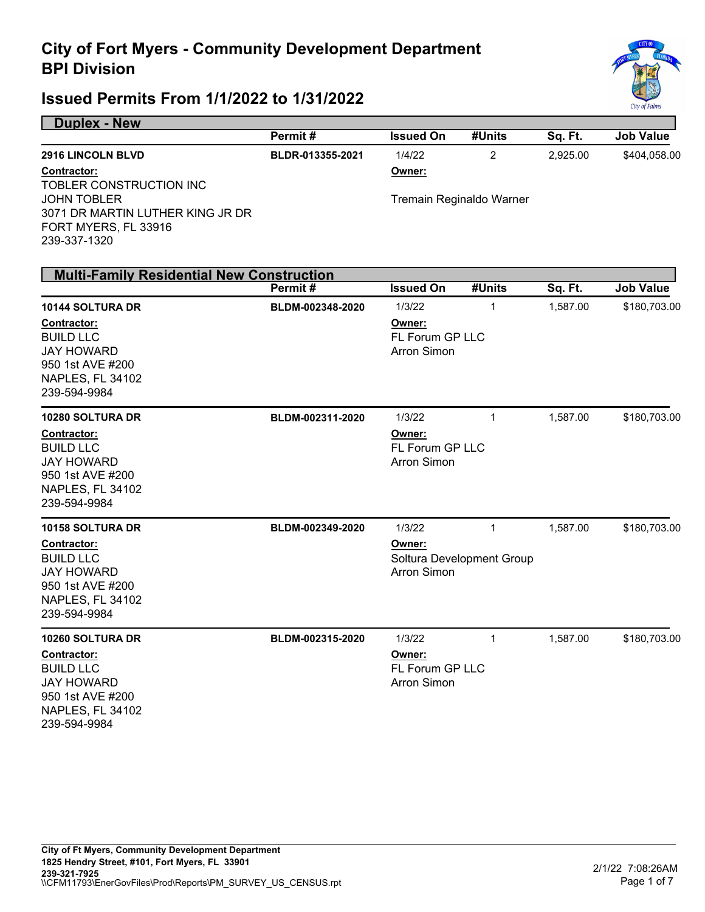# City of Fort Myers - Community Development Department
# BPI Division

## Issued Permits From 1/1/2022 to 1/31/2022

### Duplex - New

| | Permit # | Issued On | #Units | Sq. Ft. | Job Value |
|---|---|---|---|---|---|
| **2916 LINCOLN BLVD** | **BLDR-013355-2021** | 1/4/22 | 2 | 2,925.00 | $404,058.00 |

**Contractor:**
TOBLER CONSTRUCTION INC
JOHN TOBLER
3071 DR MARTIN LUTHER KING JR DR
FORT MYERS, FL 33916
239-337-1320

**Owner:**
Tremain Reginaldo Warner

### Multi-Family Residential New Construction

| | Permit # | Issued On | #Units | Sq. Ft. | Job Value |
|---|---|---|---|---|---|
| **10144 SOLTURA DR** | **BLDM-002348-2020** | 1/3/22 | 1 | 1,587.00 | $180,703.00 |

**Contractor:**
BUILD LLC
JAY HOWARD
950 1st AVE #200
NAPLES, FL 34102
239-594-9984

**Owner:**
FL Forum GP LLC
Arron Simon

| | Permit # | Issued On | #Units | Sq. Ft. | Job Value |
|---|---|---|---|---|---|
| **10280 SOLTURA DR** | **BLDM-002311-2020** | 1/3/22 | 1 | 1,587.00 | $180,703.00 |

**Contractor:**
BUILD LLC
JAY HOWARD
950 1st AVE #200
NAPLES, FL 34102
239-594-9984

**Owner:**
FL Forum GP LLC
Arron Simon

| | Permit # | Issued On | #Units | Sq. Ft. | Job Value |
|---|---|---|---|---|---|
| **10158 SOLTURA DR** | **BLDM-002349-2020** | 1/3/22 | 1 | 1,587.00 | $180,703.00 |

**Contractor:**
BUILD LLC
JAY HOWARD
950 1st AVE #200
NAPLES, FL 34102
239-594-9984

**Owner:**
Soltura Development Group
Arron Simon

| | Permit # | Issued On | #Units | Sq. Ft. | Job Value |
|---|---|---|---|---|---|
| **10260 SOLTURA DR** | **BLDM-002315-2020** | 1/3/22 | 1 | 1,587.00 | $180,703.00 |

**Contractor:**
BUILD LLC
JAY HOWARD
950 1st AVE #200
NAPLES, FL 34102
239-594-9984

**Owner:**
FL Forum GP LLC
Arron Simon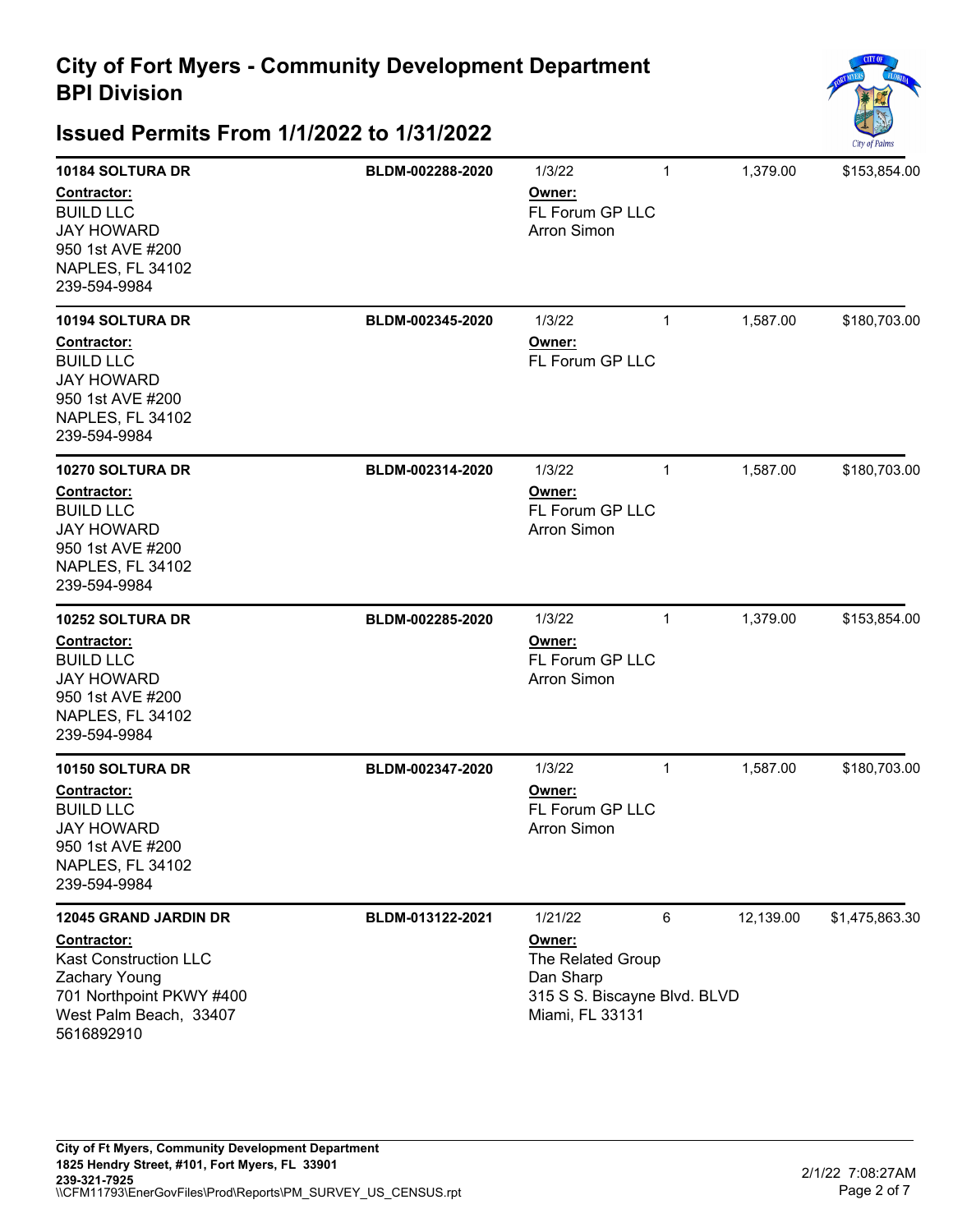# City of Fort Myers - Community Development Department
## BPI Division

## Issued Permits From 1/1/2022 to 1/31/2022

| Address / Contractor | Permit Number | Issued / Owner | Units | Sq Ft | Valuation |
|---|---|---|---|---|---|
| **10184 SOLTURA DR**<br>**Contractor:**<br>BUILD LLC<br>JAY HOWARD<br>950 1st AVE #200<br>NAPLES, FL 34102<br>239-594-9984 | BLDM-002288-2020 | 1/3/22<br>**Owner:**<br>FL Forum GP LLC<br>Arron Simon | 1 | 1,379.00 | $153,854.00 |
| **10194 SOLTURA DR**<br>**Contractor:**<br>BUILD LLC<br>JAY HOWARD<br>950 1st AVE #200<br>NAPLES, FL 34102<br>239-594-9984 | BLDM-002345-2020 | 1/3/22<br>**Owner:**<br>FL Forum GP LLC | 1 | 1,587.00 | $180,703.00 |
| **10270 SOLTURA DR**<br>**Contractor:**<br>BUILD LLC<br>JAY HOWARD<br>950 1st AVE #200<br>NAPLES, FL 34102<br>239-594-9984 | BLDM-002314-2020 | 1/3/22<br>**Owner:**<br>FL Forum GP LLC<br>Arron Simon | 1 | 1,587.00 | $180,703.00 |
| **10252 SOLTURA DR**<br>**Contractor:**<br>BUILD LLC<br>JAY HOWARD<br>950 1st AVE #200<br>NAPLES, FL 34102<br>239-594-9984 | BLDM-002285-2020 | 1/3/22<br>**Owner:**<br>FL Forum GP LLC<br>Arron Simon | 1 | 1,379.00 | $153,854.00 |
| **10150 SOLTURA DR**<br>**Contractor:**<br>BUILD LLC<br>JAY HOWARD<br>950 1st AVE #200<br>NAPLES, FL 34102<br>239-594-9984 | BLDM-002347-2020 | 1/3/22<br>**Owner:**<br>FL Forum GP LLC<br>Arron Simon | 1 | 1,587.00 | $180,703.00 |
| **12045 GRAND JARDIN DR**<br>**Contractor:**<br>Kast Construction LLC<br>Zachary Young<br>701 Northpoint PKWY #400<br>West Palm Beach, 33407<br>5616892910 | BLDM-013122-2021 | 1/21/22<br>**Owner:**<br>The Related Group<br>Dan Sharp<br>315 S S. Biscayne Blvd. BLVD<br>Miami, FL 33131 | 6 | 12,139.00 | $1,475,863.30 |

**City of Ft Myers, Community Development Department**
**1825 Hendry Street, #101, Fort Myers, FL 33901**
**239-321-7925**
\\CFM11793\EnerGovFiles\Prod\Reports\PM_SURVEY_US_CENSUS.rpt

2/1/22 7:08:27AM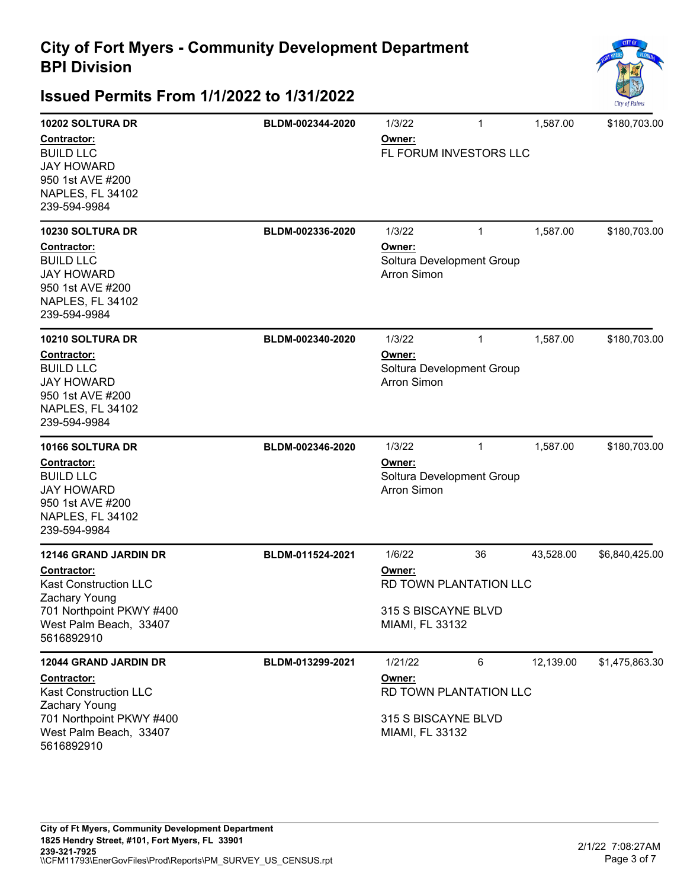# City of Fort Myers - Community Development Department
## BPI Division

## Issued Permits From 1/1/2022 to 1/31/2022

**10202 SOLTURA DR** | **BLDM-002344-2020** | 1/3/22 | 1 | 1,587.00 | $180,703.00

**Contractor:**
BUILD LLC
JAY HOWARD
950 1st AVE #200
NAPLES, FL 34102
239-594-9984

**Owner:**
FL FORUM INVESTORS LLC

---

**10230 SOLTURA DR** | **BLDM-002336-2020** | 1/3/22 | 1 | 1,587.00 | $180,703.00

**Contractor:**
BUILD LLC
JAY HOWARD
950 1st AVE #200
NAPLES, FL 34102
239-594-9984

**Owner:**
Soltura Development Group
Arron Simon

---

**10210 SOLTURA DR** | **BLDM-002340-2020** | 1/3/22 | 1 | 1,587.00 | $180,703.00

**Contractor:**
BUILD LLC
JAY HOWARD
950 1st AVE #200
NAPLES, FL 34102
239-594-9984

**Owner:**
Soltura Development Group
Arron Simon

---

**10166 SOLTURA DR** | **BLDM-002346-2020** | 1/3/22 | 1 | 1,587.00 | $180,703.00

**Contractor:**
BUILD LLC
JAY HOWARD
950 1st AVE #200
NAPLES, FL 34102
239-594-9984

**Owner:**
Soltura Development Group
Arron Simon

---

**12146 GRAND JARDIN DR** | **BLDM-011524-2021** | 1/6/22 | 36 | 43,528.00 | $6,840,425.00

**Contractor:**
Kast Construction LLC
Zachary Young
701 Northpoint PKWY #400
West Palm Beach, 33407
5616892910

**Owner:**
RD TOWN PLANTATION LLC

315 S BISCAYNE BLVD
MIAMI, FL 33132

---

**12044 GRAND JARDIN DR** | **BLDM-013299-2021** | 1/21/22 | 6 | 12,139.00 | $1,475,863.30

**Contractor:**
Kast Construction LLC
Zachary Young
701 Northpoint PKWY #400
West Palm Beach, 33407
5616892910

**Owner:**
RD TOWN PLANTATION LLC

315 S BISCAYNE BLVD
MIAMI, FL 33132

---

**City of Ft Myers, Community Development Department**
**1825 Hendry Street, #101, Fort Myers, FL 33901**
**239-321-7925**
\\CFM11793\EnerGovFiles\Prod\Reports\PM_SURVEY_US_CENSUS.rpt

2/1/22 7:08:27AM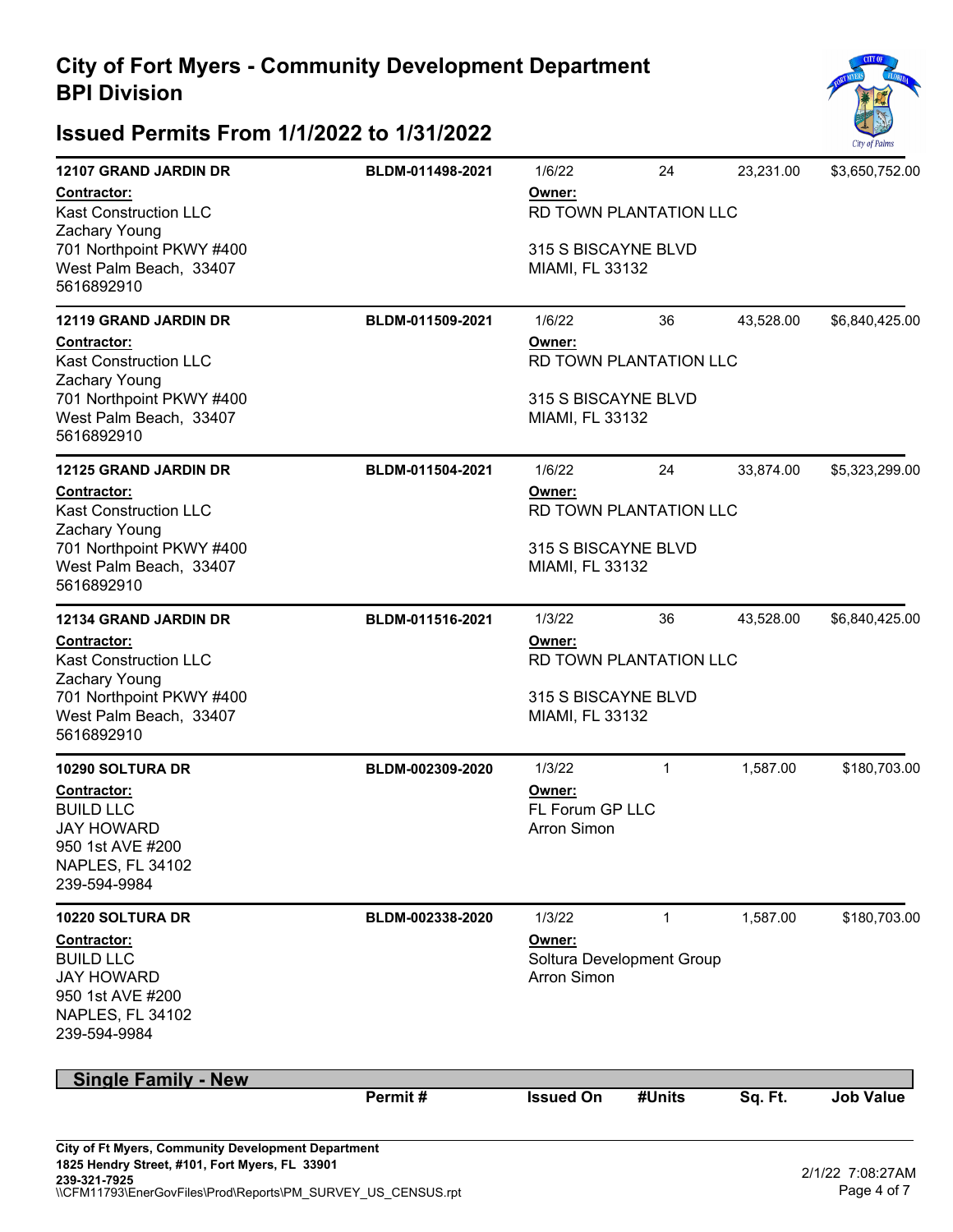# City of Fort Myers - Community Development Department
## BPI Division
## Issued Permits From 1/1/2022 to 1/31/2022

| Address | Permit # | Issued On | #Units | Sq. Ft. | Job Value |
|---|---|---|---|---|---|
| **12107 GRAND JARDIN DR** | **BLDM-011498-2021** | 1/6/22 | 24 | 23,231.00 | $3,650,752.00 |

**Contractor:**
Kast Construction LLC
Zachary Young
701 Northpoint PKWY #400
West Palm Beach, 33407
5616892910

**Owner:**
RD TOWN PLANTATION LLC

315 S BISCAYNE BLVD
MIAMI, FL 33132

| Address | Permit # | Issued On | #Units | Sq. Ft. | Job Value |
|---|---|---|---|---|---|
| **12119 GRAND JARDIN DR** | **BLDM-011509-2021** | 1/6/22 | 36 | 43,528.00 | $6,840,425.00 |

**Contractor:**
Kast Construction LLC
Zachary Young
701 Northpoint PKWY #400
West Palm Beach, 33407
5616892910

**Owner:**
RD TOWN PLANTATION LLC

315 S BISCAYNE BLVD
MIAMI, FL 33132

| Address | Permit # | Issued On | #Units | Sq. Ft. | Job Value |
|---|---|---|---|---|---|
| **12125 GRAND JARDIN DR** | **BLDM-011504-2021** | 1/6/22 | 24 | 33,874.00 | $5,323,299.00 |

**Contractor:**
Kast Construction LLC
Zachary Young
701 Northpoint PKWY #400
West Palm Beach, 33407
5616892910

**Owner:**
RD TOWN PLANTATION LLC

315 S BISCAYNE BLVD
MIAMI, FL 33132

| Address | Permit # | Issued On | #Units | Sq. Ft. | Job Value |
|---|---|---|---|---|---|
| **12134 GRAND JARDIN DR** | **BLDM-011516-2021** | 1/3/22 | 36 | 43,528.00 | $6,840,425.00 |

**Contractor:**
Kast Construction LLC
Zachary Young
701 Northpoint PKWY #400
West Palm Beach, 33407
5616892910

**Owner:**
RD TOWN PLANTATION LLC

315 S BISCAYNE BLVD
MIAMI, FL 33132

| Address | Permit # | Issued On | #Units | Sq. Ft. | Job Value |
|---|---|---|---|---|---|
| **10290 SOLTURA DR** | **BLDM-002309-2020** | 1/3/22 | 1 | 1,587.00 | $180,703.00 |

**Contractor:**
BUILD LLC
JAY HOWARD
950 1st AVE #200
NAPLES, FL 34102
239-594-9984

**Owner:**
FL Forum GP LLC
Arron Simon

| Address | Permit # | Issued On | #Units | Sq. Ft. | Job Value |
|---|---|---|---|---|---|
| **10220 SOLTURA DR** | **BLDM-002338-2020** | 1/3/22 | 1 | 1,587.00 | $180,703.00 |

**Contractor:**
BUILD LLC
JAY HOWARD
950 1st AVE #200
NAPLES, FL 34102
239-594-9984

**Owner:**
Soltura Development Group
Arron Simon

## Single Family - New

| | Permit # | Issued On | #Units | Sq. Ft. | Job Value |
|---|---|---|---|---|---|

City of Ft Myers, Community Development Department
1825 Hendry Street, #101, Fort Myers, FL 33901
239-321-7925
\\CFM11793\EnerGovFiles\Prod\Reports\PM_SURVEY_US_CENSUS.rpt

2/1/22 7:08:27AM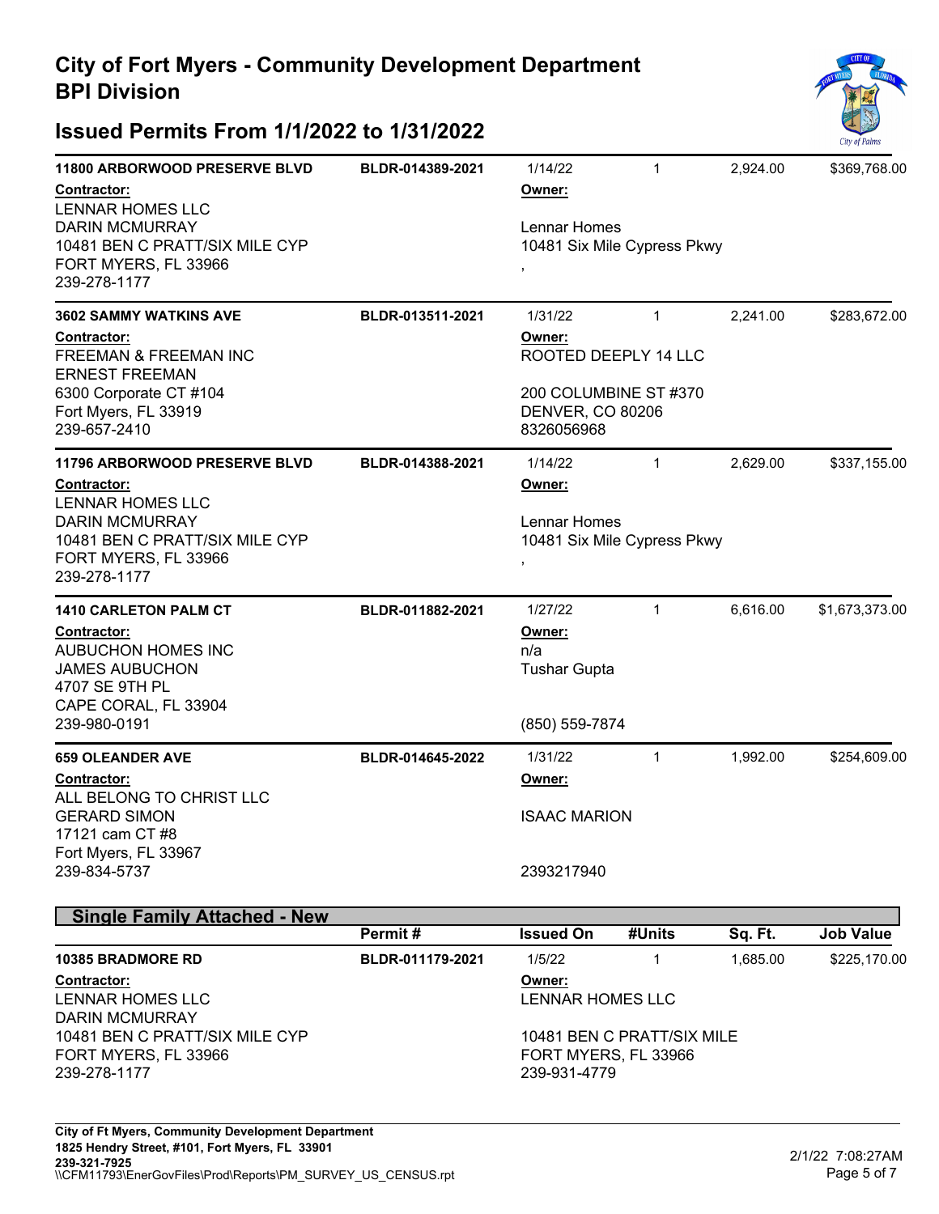# City of Fort Myers - Community Development Department
## BPI Division

## Issued Permits From 1/1/2022 to 1/31/2022

| | Permit # | Issued On | #Units | Sq. Ft. | Job Value |
|---|---|---|---|---|---|
| **11800 ARBORWOOD PRESERVE BLVD** | BLDR-014389-2021 | 1/14/22 | 1 | 2,924.00 | $369,768.00 |

**Contractor:**
LENNAR HOMES LLC
DARIN MCMURRAY
10481 BEN C PRATT/SIX MILE CYP
FORT MYERS, FL 33966
239-278-1177

**Owner:**
Lennar Homes
10481 Six Mile Cypress Pkwy
,

| | Permit # | Issued On | #Units | Sq. Ft. | Job Value |
|---|---|---|---|---|---|
| **3602 SAMMY WATKINS AVE** | BLDR-013511-2021 | 1/31/22 | 1 | 2,241.00 | $283,672.00 |

**Contractor:**
FREEMAN & FREEMAN INC
ERNEST FREEMAN
6300 Corporate CT #104
Fort Myers, FL 33919
239-657-2410

**Owner:**
ROOTED DEEPLY 14 LLC
200 COLUMBINE ST #370
DENVER, CO 80206
8326056968

| | Permit # | Issued On | #Units | Sq. Ft. | Job Value |
|---|---|---|---|---|---|
| **11796 ARBORWOOD PRESERVE BLVD** | BLDR-014388-2021 | 1/14/22 | 1 | 2,629.00 | $337,155.00 |

**Contractor:**
LENNAR HOMES LLC
DARIN MCMURRAY
10481 BEN C PRATT/SIX MILE CYP
FORT MYERS, FL 33966
239-278-1177

**Owner:**
Lennar Homes
10481 Six Mile Cypress Pkwy
,

| | Permit # | Issued On | #Units | Sq. Ft. | Job Value |
|---|---|---|---|---|---|
| **1410 CARLETON PALM CT** | BLDR-011882-2021 | 1/27/22 | 1 | 6,616.00 | $1,673,373.00 |

**Contractor:**
AUBUCHON HOMES INC
JAMES AUBUCHON
4707 SE 9TH PL
CAPE CORAL, FL 33904
239-980-0191

**Owner:**
n/a
Tushar Gupta
(850) 559-7874

| | Permit # | Issued On | #Units | Sq. Ft. | Job Value |
|---|---|---|---|---|---|
| **659 OLEANDER AVE** | BLDR-014645-2022 | 1/31/22 | 1 | 1,992.00 | $254,609.00 |

**Contractor:**
ALL BELONG TO CHRIST LLC
GERARD SIMON
17121 cam CT #8
Fort Myers, FL 33967
239-834-5737

**Owner:**
ISAAC MARION
2393217940

## Single Family Attached - New

| | Permit # | Issued On | #Units | Sq. Ft. | Job Value |
|---|---|---|---|---|---|
| **10385 BRADMORE RD** | BLDR-011179-2021 | 1/5/22 | 1 | 1,685.00 | $225,170.00 |

**Contractor:**
LENNAR HOMES LLC
DARIN MCMURRAY
10481 BEN C PRATT/SIX MILE CYP
FORT MYERS, FL 33966
239-278-1177

**Owner:**
LENNAR HOMES LLC
10481 BEN C PRATT/SIX MILE
FORT MYERS, FL 33966
239-931-4779

City of Ft Myers, Community Development Department
1825 Hendry Street, #101, Fort Myers, FL 33901
239-321-7925
\\CFM11793\EnerGovFiles\Prod\Reports\PM_SURVEY_US_CENSUS.rpt

2/1/22 7:08:27AM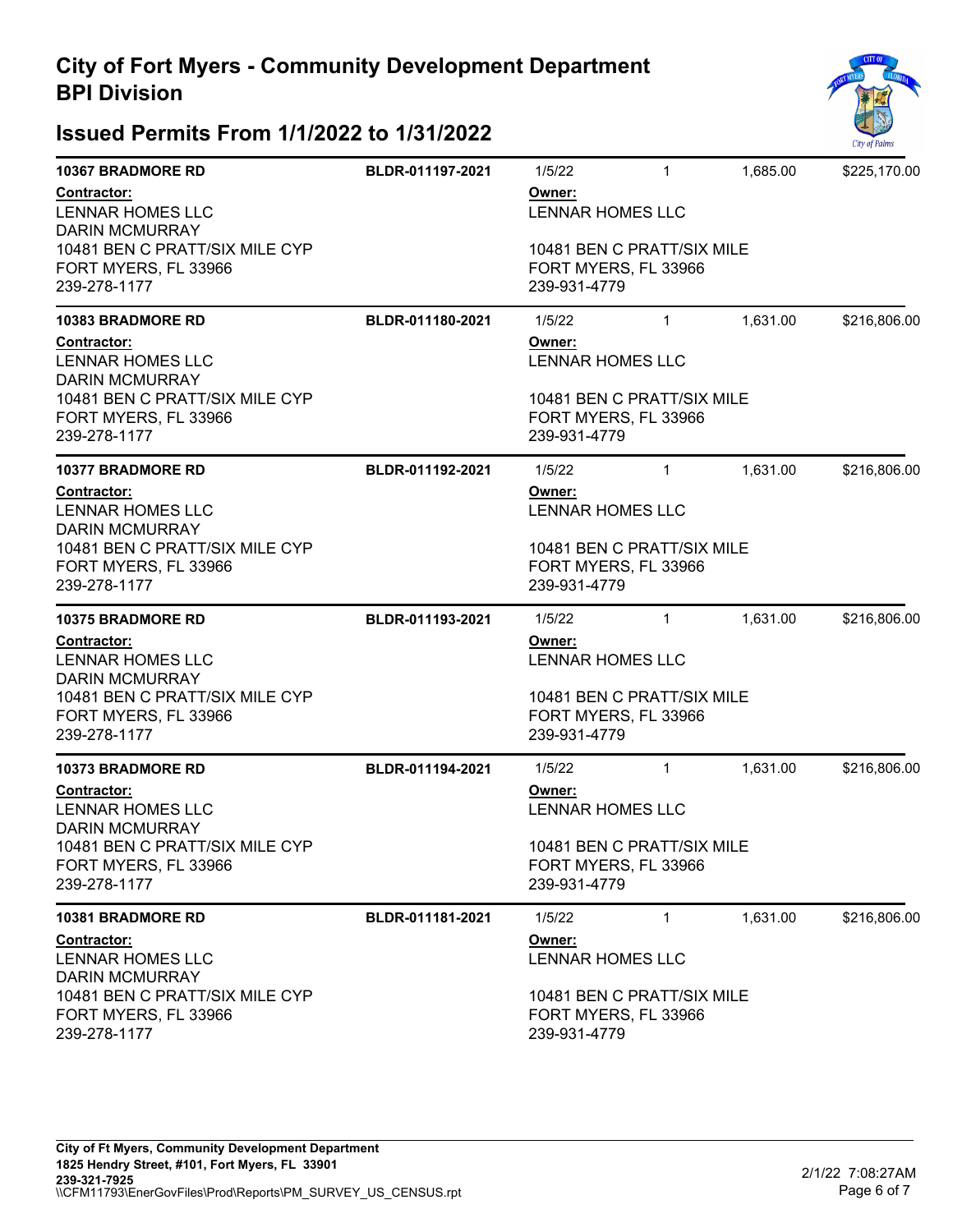# City of Fort Myers - Community Development Department
## BPI Division

## Issued Permits From 1/1/2022 to 1/31/2022

**10367 BRADMORE RD** | **BLDR-011197-2021** | 1/5/22 | 1 | 1,685.00 | $225,170.00

**Contractor:**
LENNAR HOMES LLC
DARIN MCMURRAY
10481 BEN C PRATT/SIX MILE CYP
FORT MYERS, FL 33966
239-278-1177

**Owner:**
LENNAR HOMES LLC

10481 BEN C PRATT/SIX MILE
FORT MYERS, FL 33966
239-931-4779

---

**10383 BRADMORE RD** | **BLDR-011180-2021** | 1/5/22 | 1 | 1,631.00 | $216,806.00

**Contractor:**
LENNAR HOMES LLC
DARIN MCMURRAY
10481 BEN C PRATT/SIX MILE CYP
FORT MYERS, FL 33966
239-278-1177

**Owner:**
LENNAR HOMES LLC

10481 BEN C PRATT/SIX MILE
FORT MYERS, FL 33966
239-931-4779

---

**10377 BRADMORE RD** | **BLDR-011192-2021** | 1/5/22 | 1 | 1,631.00 | $216,806.00

**Contractor:**
LENNAR HOMES LLC
DARIN MCMURRAY
10481 BEN C PRATT/SIX MILE CYP
FORT MYERS, FL 33966
239-278-1177

**Owner:**
LENNAR HOMES LLC

10481 BEN C PRATT/SIX MILE
FORT MYERS, FL 33966
239-931-4779

---

**10375 BRADMORE RD** | **BLDR-011193-2021** | 1/5/22 | 1 | 1,631.00 | $216,806.00

**Contractor:**
LENNAR HOMES LLC
DARIN MCMURRAY
10481 BEN C PRATT/SIX MILE CYP
FORT MYERS, FL 33966
239-278-1177

**Owner:**
LENNAR HOMES LLC

10481 BEN C PRATT/SIX MILE
FORT MYERS, FL 33966
239-931-4779

---

**10373 BRADMORE RD** | **BLDR-011194-2021** | 1/5/22 | 1 | 1,631.00 | $216,806.00

**Contractor:**
LENNAR HOMES LLC
DARIN MCMURRAY
10481 BEN C PRATT/SIX MILE CYP
FORT MYERS, FL 33966
239-278-1177

**Owner:**
LENNAR HOMES LLC

10481 BEN C PRATT/SIX MILE
FORT MYERS, FL 33966
239-931-4779

---

**10381 BRADMORE RD** | **BLDR-011181-2021** | 1/5/22 | 1 | 1,631.00 | $216,806.00

**Contractor:**
LENNAR HOMES LLC
DARIN MCMURRAY
10481 BEN C PRATT/SIX MILE CYP
FORT MYERS, FL 33966
239-278-1177

**Owner:**
LENNAR HOMES LLC

10481 BEN C PRATT/SIX MILE
FORT MYERS, FL 33966
239-931-4779

---

**City of Ft Myers, Community Development Department**
**1825 Hendry Street, #101, Fort Myers, FL 33901**
**239-321-7925**
\\CFM11793\EnerGovFiles\Prod\Reports\PM_SURVEY_US_CENSUS.rpt

2/1/22 7:08:27AM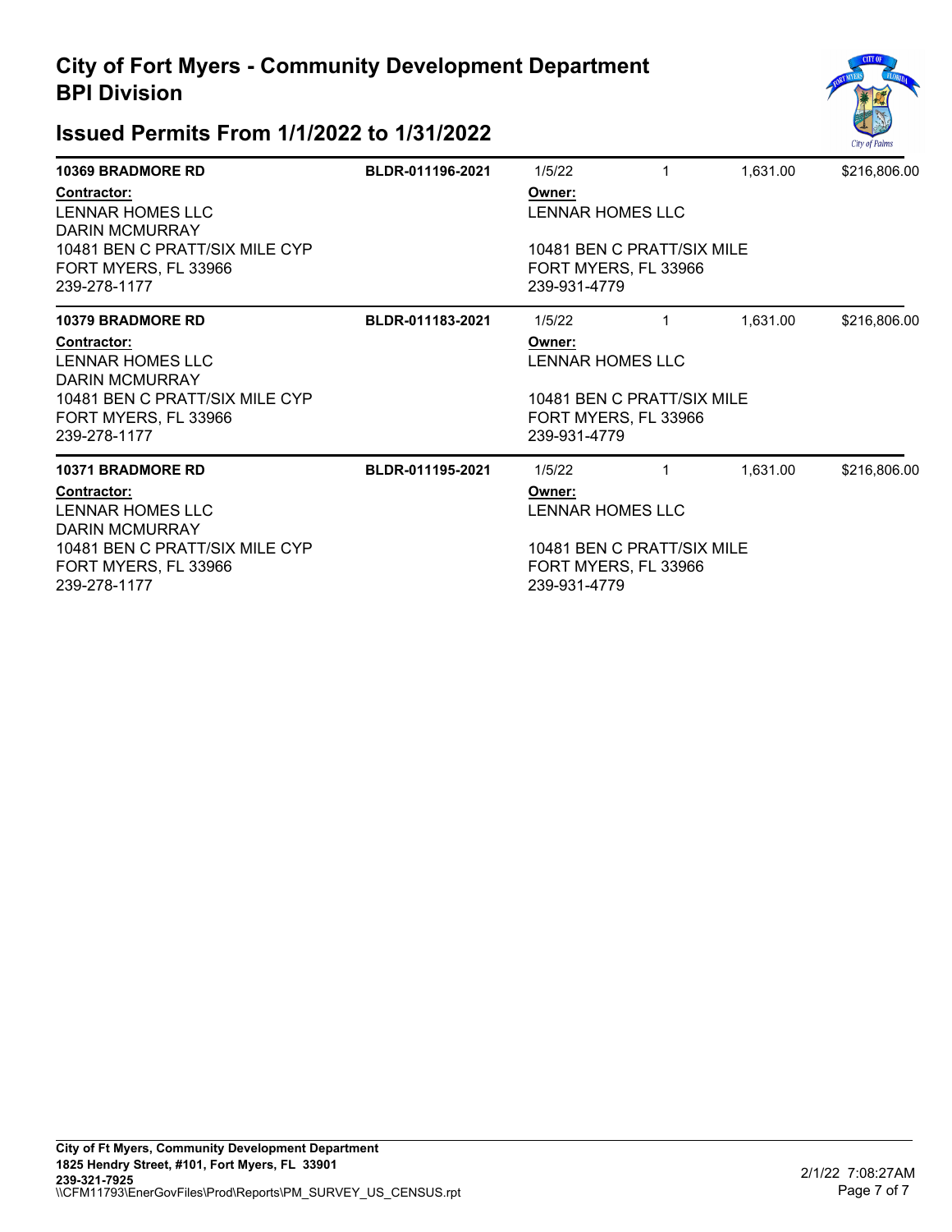# City of Fort Myers - Community Development Department
# BPI Division

## Issued Permits From 1/1/2022 to 1/31/2022

**10369 BRADMORE RD** | **BLDR-011196-2021** | 1/5/22 | 1 | 1,631.00 | $216,806.00

**Contractor:**
LENNAR HOMES LLC
DARIN MCMURRAY
10481 BEN C PRATT/SIX MILE CYP
FORT MYERS, FL 33966
239-278-1177

**Owner:**
LENNAR HOMES LLC

10481 BEN C PRATT/SIX MILE
FORT MYERS, FL 33966
239-931-4779

---

**10379 BRADMORE RD** | **BLDR-011183-2021** | 1/5/22 | 1 | 1,631.00 | $216,806.00

**Contractor:**
LENNAR HOMES LLC
DARIN MCMURRAY
10481 BEN C PRATT/SIX MILE CYP
FORT MYERS, FL 33966
239-278-1177

**Owner:**
LENNAR HOMES LLC

10481 BEN C PRATT/SIX MILE
FORT MYERS, FL 33966
239-931-4779

---

**10371 BRADMORE RD** | **BLDR-011195-2021** | 1/5/22 | 1 | 1,631.00 | $216,806.00

**Contractor:**
LENNAR HOMES LLC
DARIN MCMURRAY
10481 BEN C PRATT/SIX MILE CYP
FORT MYERS, FL 33966
239-278-1177

**Owner:**
LENNAR HOMES LLC

10481 BEN C PRATT/SIX MILE
FORT MYERS, FL 33966
239-931-4779